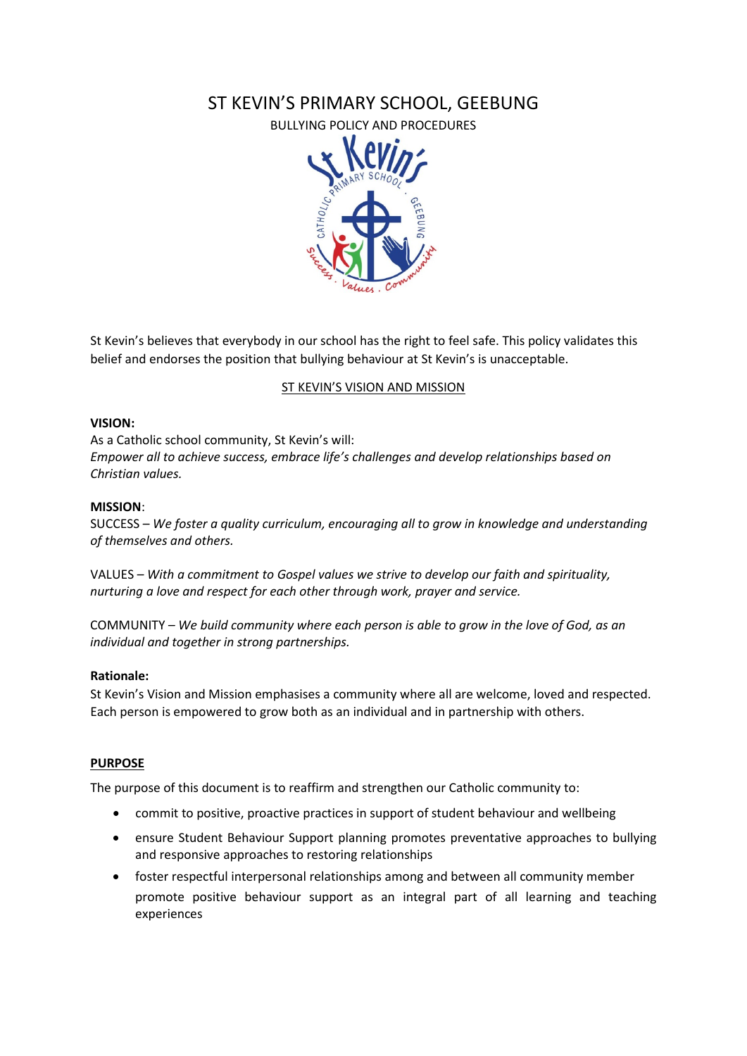# ST KEVIN'S PRIMARY SCHOOL, GEEBUNG

BULLYING POLICY AND PROCEDURES

St Kevin's believes that everybody in our school has the right to feel safe. This policy validates this belief and endorses the position that bullying behaviour at St Kevin's is unacceptable.

## ST KEVIN'S VISION AND MISSION

**VISION:**

As a Catholic school community, St Kevin's will:

*Empower all to achieve success, embrace life's challenges and develop relationships based on Christian values.*

**MISSION**:

SUCCESS – *We foster a quality curriculum, encouraging all to grow in knowledge and understanding of themselves and others.*

VALUES – *With a commitment to Gospel values we strive to develop our faith and spirituality, nurturing a love and respect for each other through work, prayer and service.*

COMMUNITY – *We build community where each person is able to grow in the love of God, as an individual and together in strong partnerships.*

**Rationale:**

St Kevin's Vision and Mission emphasises a community where all are welcome, loved and respected. Each person is empowered to grow both as an individual and in partnership with others.

## PURPOSE

The purpose of this document is to reaffirm and strengthen our Catholic community to:

- commit to positive, proactive practices in support of student behaviour and wellbeing
- ensure Student Behaviour Support planning promotes preventative approaches to bullying and responsive approaches to restoring relationships
- foster respectful interpersonal relationships among and between all community member promote positive behaviour support as an integral part of all learning and teaching experiences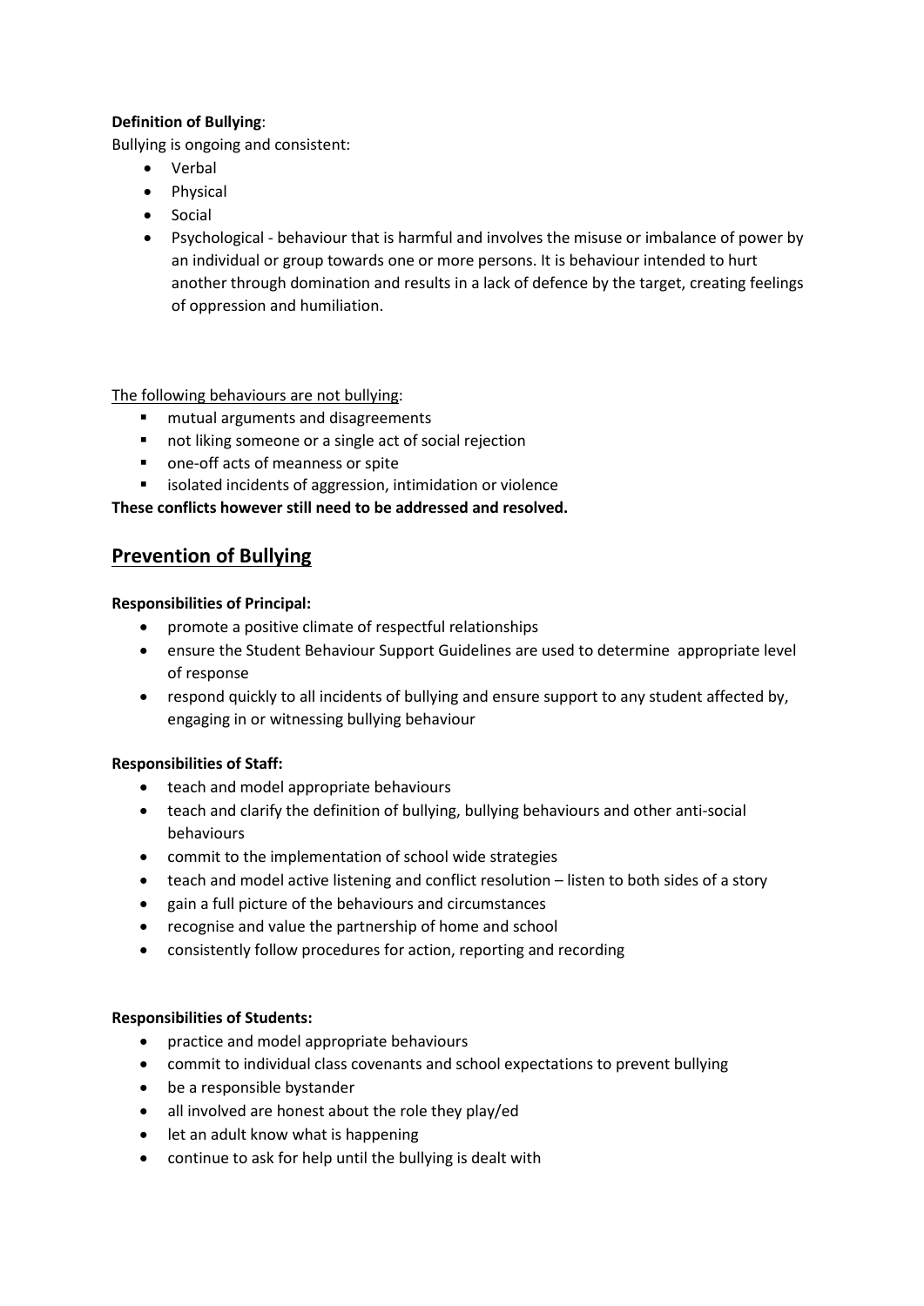**Definition of Bullying**:

Bullying is ongoing and consistent:

- Verbal
- Physical
- Social
- Psychological - behaviour that is harmful and involves the misuse or imbalance of power by an individual or group towards one or more persons. It is behaviour intended to hurt another through domination and results in a lack of defence by the target, creating feelings of oppression and humiliation.

<u>The following behaviours are not bullying</u>:

- mutual arguments and disagreements
- not liking someone or a single act of social rejection
- one-off acts of meanness or spite
- isolated incidents of aggression, intimidation or violence

**These conflicts however still need to be addressed and resolved.**

## <u>Prevention of Bullying</u>

**Responsibilities of Principal:**

- promote a positive climate of respectful relationships
- ensure the Student Behaviour Support Guidelines are used to determine appropriate level of response
- respond quickly to all incidents of bullying and ensure support to any student affected by, engaging in or witnessing bullying behaviour

**Responsibilities of Staff:**

- teach and model appropriate behaviours
- teach and clarify the definition of bullying, bullying behaviours and other anti-social behaviours
- commit to the implementation of school wide strategies
- teach and model active listening and conflict resolution – listen to both sides of a story
- gain a full picture of the behaviours and circumstances
- recognise and value the partnership of home and school
- consistently follow procedures for action, reporting and recording

**Responsibilities of Students:**

- practice and model appropriate behaviours
- commit to individual class covenants and school expectations to prevent bullying
- be a responsible bystander
- all involved are honest about the role they play/ed
- let an adult know what is happening
- continue to ask for help until the bullying is dealt with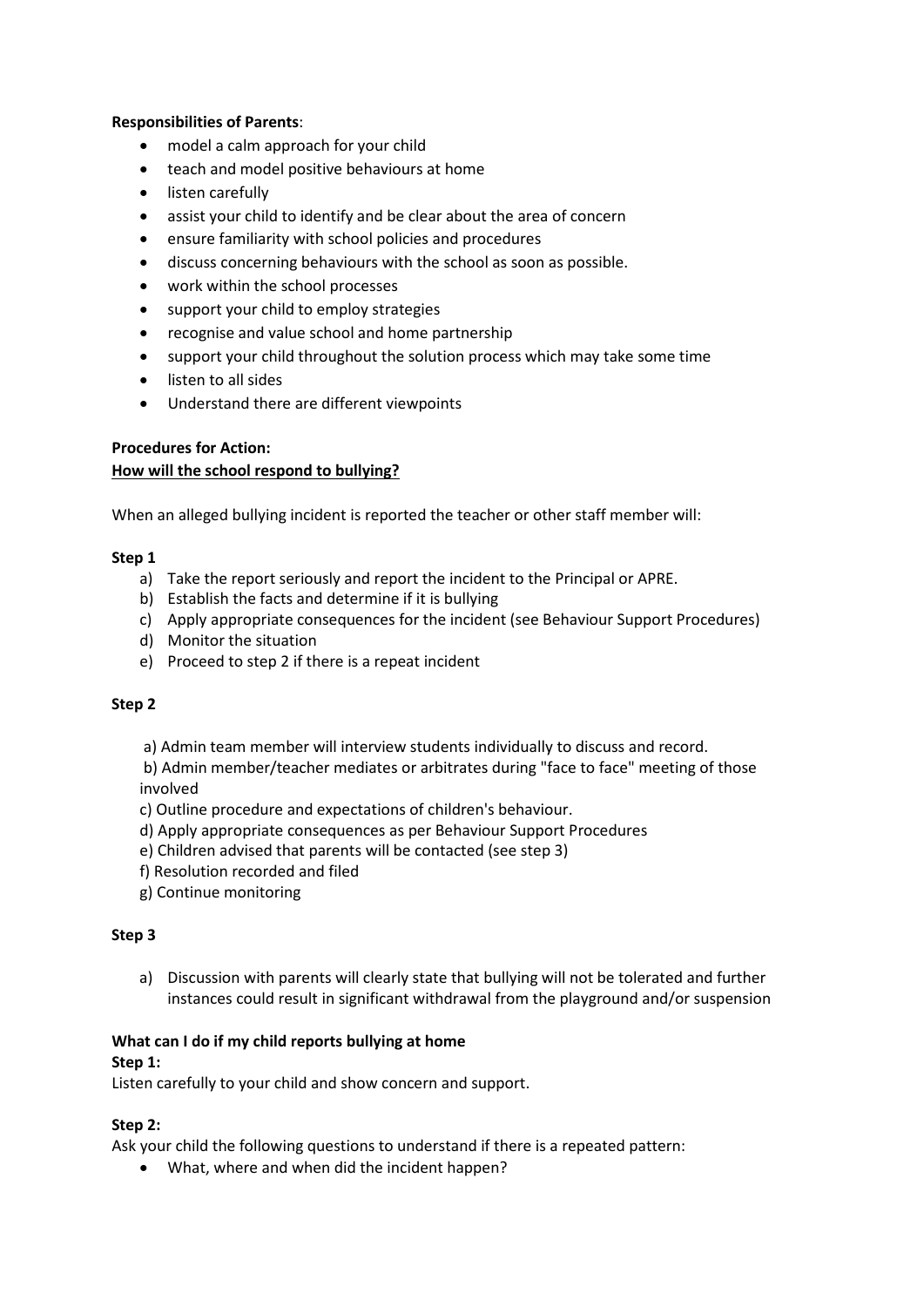**Responsibilities of Parents**:

- model a calm approach for your child
- teach and model positive behaviours at home
- listen carefully
- assist your child to identify and be clear about the area of concern
- ensure familiarity with school policies and procedures
- discuss concerning behaviours with the school as soon as possible.
- work within the school processes
- support your child to employ strategies
- recognise and value school and home partnership
- support your child throughout the solution process which may take some time
- listen to all sides
- Understand there are different viewpoints

**Procedures for Action:**

**How will the school respond to bullying?**

When an alleged bullying incident is reported the teacher or other staff member will:

**Step 1**

a) Take the report seriously and report the incident to the Principal or APRE.
b) Establish the facts and determine if it is bullying
c) Apply appropriate consequences for the incident (see Behaviour Support Procedures)
d) Monitor the situation
e) Proceed to step 2 if there is a repeat incident

**Step 2**

a) Admin team member will interview students individually to discuss and record.
b) Admin member/teacher mediates or arbitrates during "face to face" meeting of those involved
c) Outline procedure and expectations of children's behaviour.
d) Apply appropriate consequences as per Behaviour Support Procedures
e) Children advised that parents will be contacted (see step 3)
f) Resolution recorded and filed
g) Continue monitoring

**Step 3**

a) Discussion with parents will clearly state that bullying will not be tolerated and further instances could result in significant withdrawal from the playground and/or suspension

**What can I do if my child reports bullying at home**

**Step 1:**

Listen carefully to your child and show concern and support.

**Step 2:**

Ask your child the following questions to understand if there is a repeated pattern:

- What, where and when did the incident happen?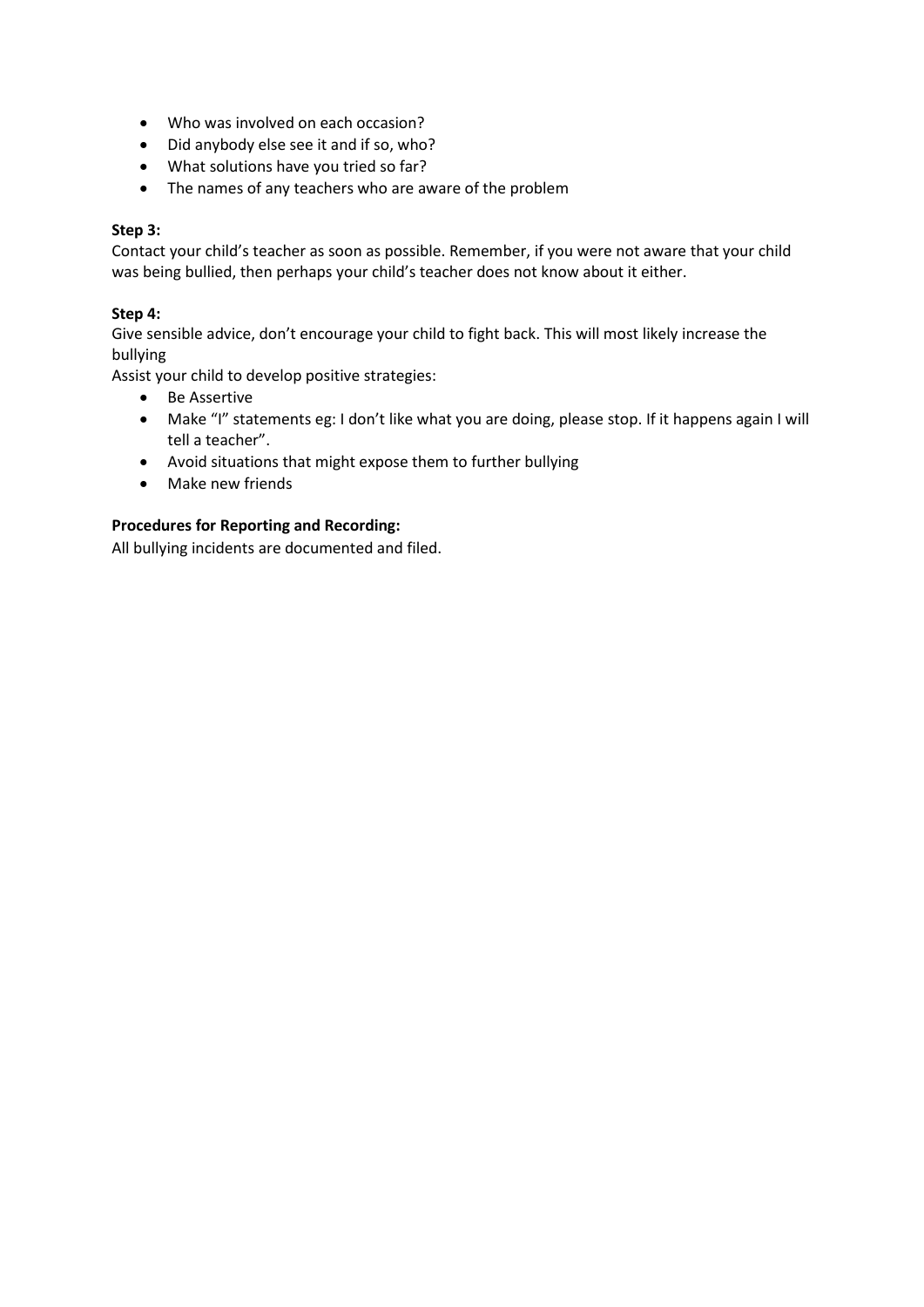- Who was involved on each occasion?
- Did anybody else see it and if so, who?
- What solutions have you tried so far?
- The names of any teachers who are aware of the problem

**Step 3:**
Contact your child's teacher as soon as possible. Remember, if you were not aware that your child was being bullied, then perhaps your child's teacher does not know about it either.

**Step 4:**
Give sensible advice, don't encourage your child to fight back. This will most likely increase the bullying
Assist your child to develop positive strategies:

- Be Assertive
- Make "I" statements eg: I don't like what you are doing, please stop. If it happens again I will tell a teacher".
- Avoid situations that might expose them to further bullying
- Make new friends

**Procedures for Reporting and Recording:**
All bullying incidents are documented and filed.